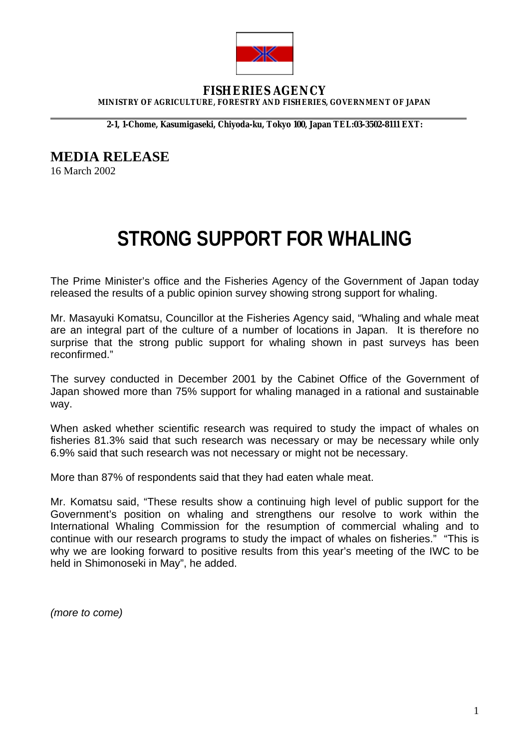**FISHERIES AGENCY**

**MINISTRY OF AGRICULTURE, FORESTRY AND FISHERIES, GOVERNMENT OF JAPAN**

**2-1, 1-Chome, Kasumigaseki, Chiyoda-ku, Tokyo 100, Japan TEL:03-3502-8111 EXT:**

## MEDIA RELEASE

16 March 2002

# STRONG SUPPORT FOR WHALING

The Prime Minister's office and the Fisheries Agency of the Government of Japan today released the results of a public opinion survey showing strong support for whaling.

Mr. Masayuki Komatsu, Councillor at the Fisheries Agency said, "Whaling and whale meat are an integral part of the culture of a number of locations in Japan. It is therefore no surprise that the strong public support for whaling shown in past surveys has been reconfirmed."

The survey conducted in December 2001 by the Cabinet Office of the Government of Japan showed more than 75% support for whaling managed in a rational and sustainable way.

When asked whether scientific research was required to study the impact of whales on fisheries 81.3% said that such research was necessary or may be necessary while only 6.9% said that such research was not necessary or might not be necessary.

More than 87% of respondents said that they had eaten whale meat.

Mr. Komatsu said, "These results show a continuing high level of public support for the Government's position on whaling and strengthens our resolve to work within the International Whaling Commission for the resumption of commercial whaling and to continue with our research programs to study the impact of whales on fisheries." "This is why we are looking forward to positive results from this year's meeting of the IWC to be held in Shimonoseki in May", he added.

*(more to come)*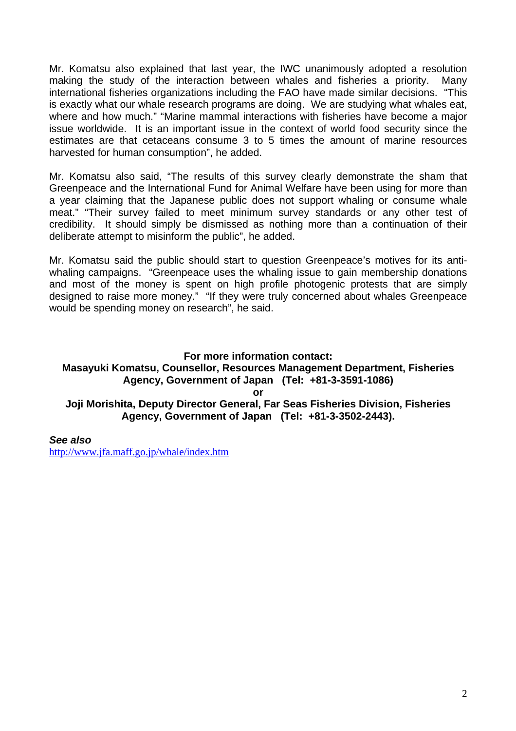Mr. Komatsu also explained that last year, the IWC unanimously adopted a resolution making the study of the interaction between whales and fisheries a priority. Many international fisheries organizations including the FAO have made similar decisions. "This is exactly what our whale research programs are doing. We are studying what whales eat, where and how much." "Marine mammal interactions with fisheries have become a major issue worldwide. It is an important issue in the context of world food security since the estimates are that cetaceans consume 3 to 5 times the amount of marine resources harvested for human consumption", he added.

Mr. Komatsu also said, "The results of this survey clearly demonstrate the sham that Greenpeace and the International Fund for Animal Welfare have been using for more than a year claiming that the Japanese public does not support whaling or consume whale meat." "Their survey failed to meet minimum survey standards or any other test of credibility. It should simply be dismissed as nothing more than a continuation of their deliberate attempt to misinform the public", he added.

Mr. Komatsu said the public should start to question Greenpeace's motives for its anti-whaling campaigns. "Greenpeace uses the whaling issue to gain membership donations and most of the money is spent on high profile photogenic protests that are simply designed to raise more money." "If they were truly concerned about whales Greenpeace would be spending money on research", he said.

**For more information contact:**
**Masayuki Komatsu, Counsellor, Resources Management Department, Fisheries Agency, Government of Japan (Tel: +81-3-3591-1086)**
**or**
**Joji Morishita, Deputy Director General, Far Seas Fisheries Division, Fisheries Agency, Government of Japan (Tel: +81-3-3502-2443).**

***See also***
http://www.jfa.maff.go.jp/whale/index.htm